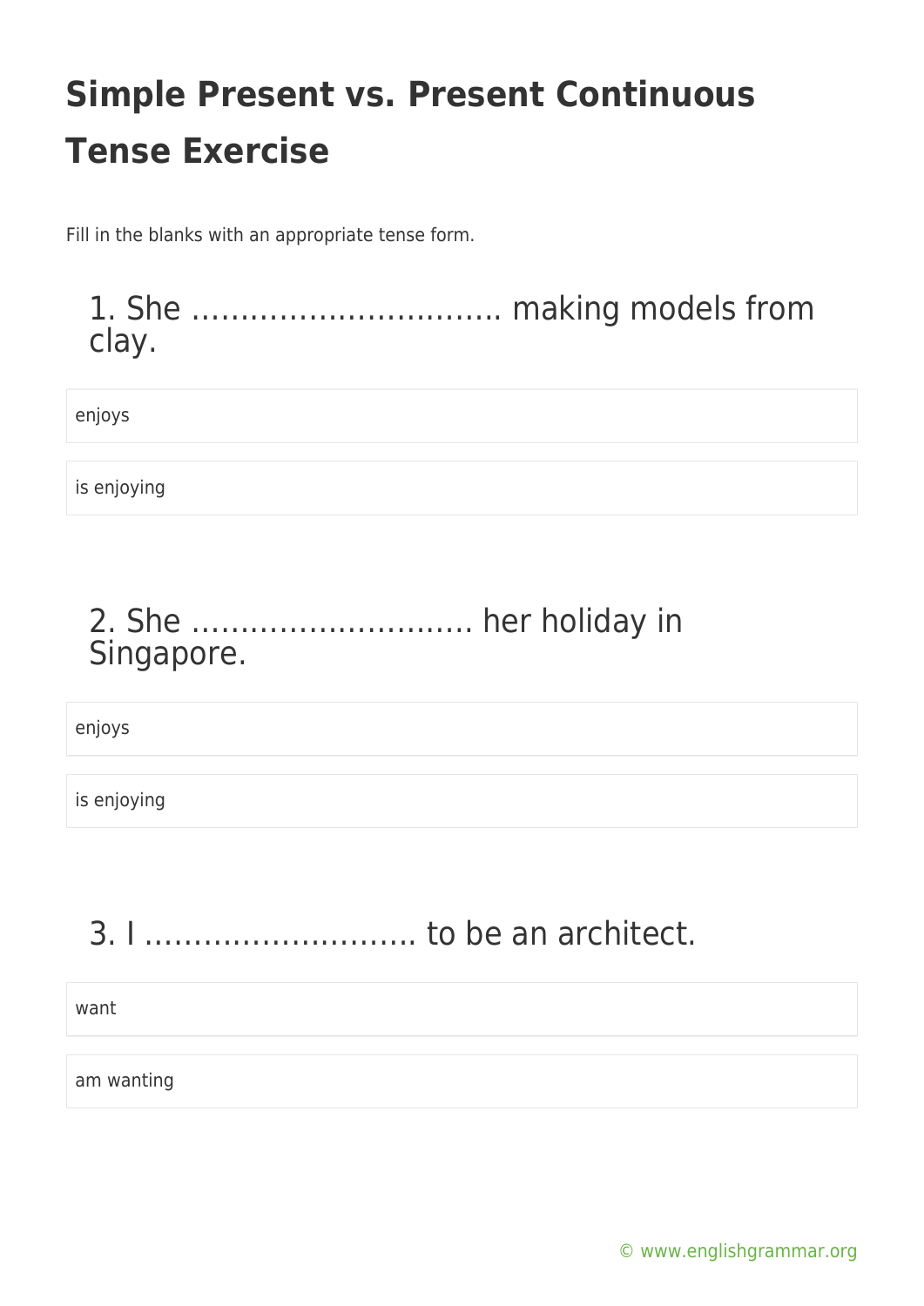# Simple Present vs. Present Continuous Tense Exercise

Fill in the blanks with an appropriate tense form.

## 1. She …………………………. making models from clay.

enjoys

is enjoying

## 2. She ………………………. her holiday in Singapore.

enjoys

is enjoying

## 3. I ………………………. to be an architect.

want

am wanting

© www.englishgrammar.org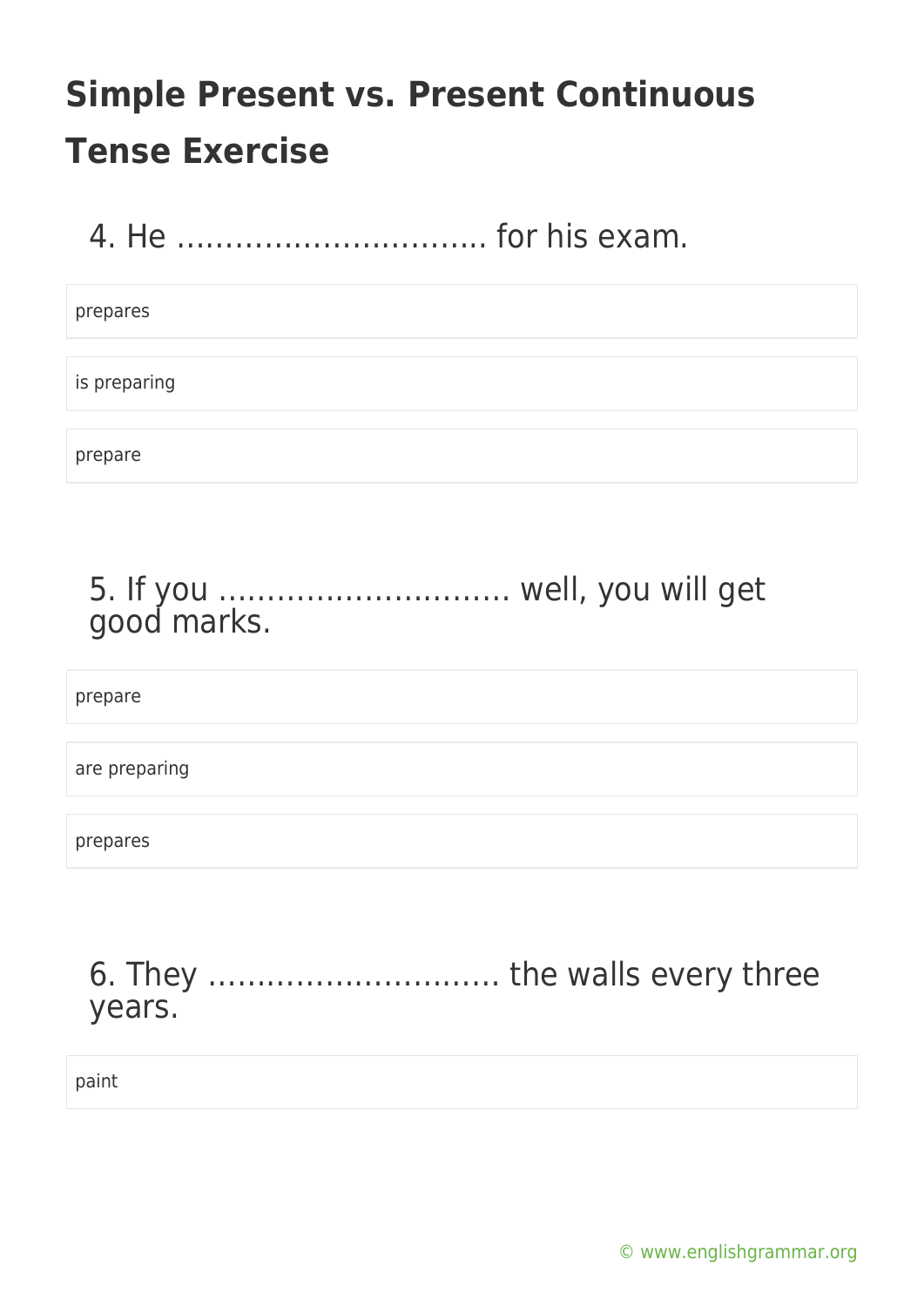# Simple Present vs. Present Continuous Tense Exercise

4. He ………………………….. for his exam.

- prepares
- is preparing
- prepare

5. If you ………………………… well, you will get good marks.

- prepare
- are preparing
- prepares

6. They ………………………… the walls every three years.

- paint

© www.englishgrammar.org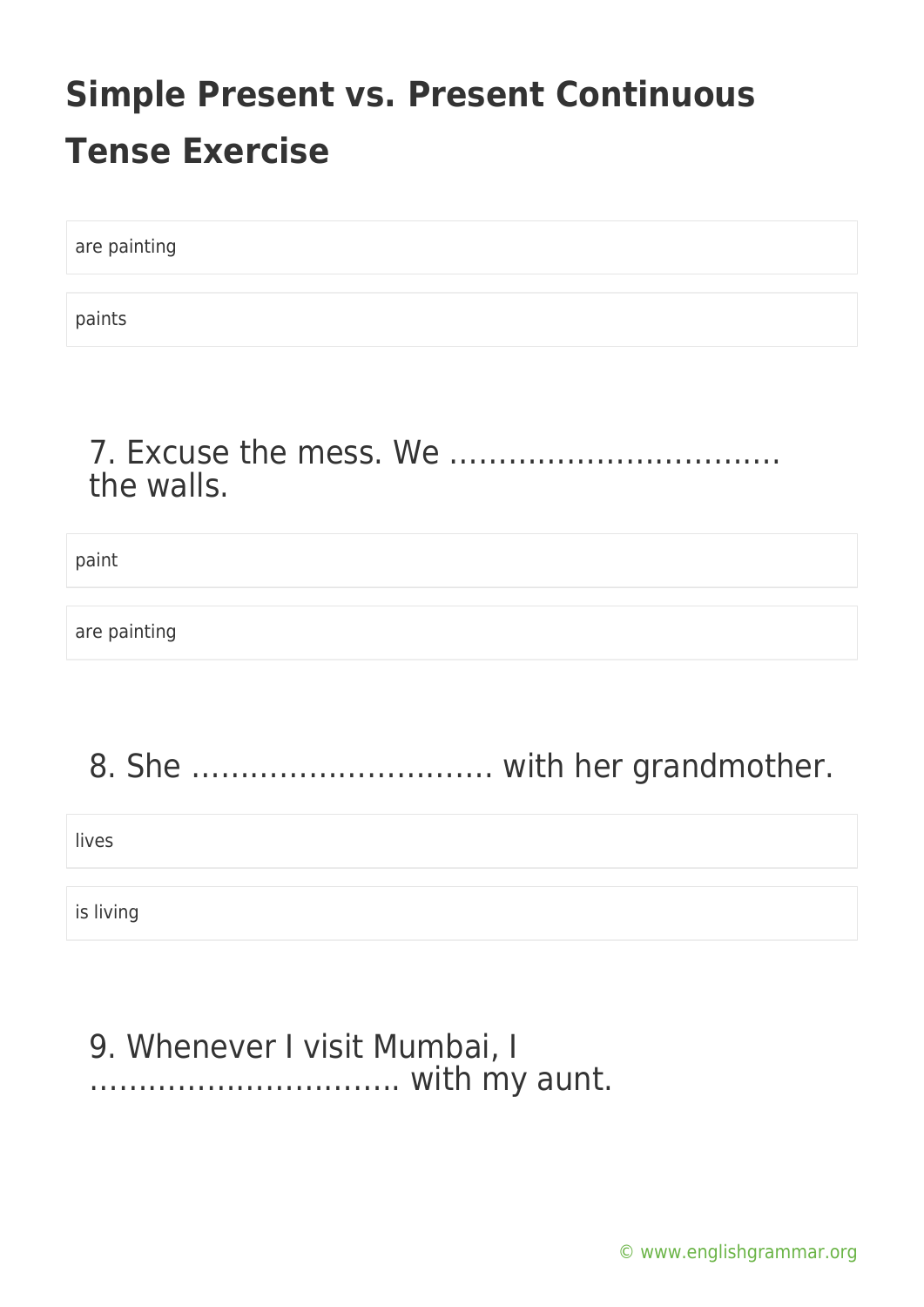# Simple Present vs. Present Continuous Tense Exercise

are painting

paints

7. Excuse the mess. We …………………………… the walls.

paint

are painting

8. She …………………………. with her grandmother.

lives

is living

9. Whenever I visit Mumbai, I ………………………….. with my aunt.

© www.englishgrammar.org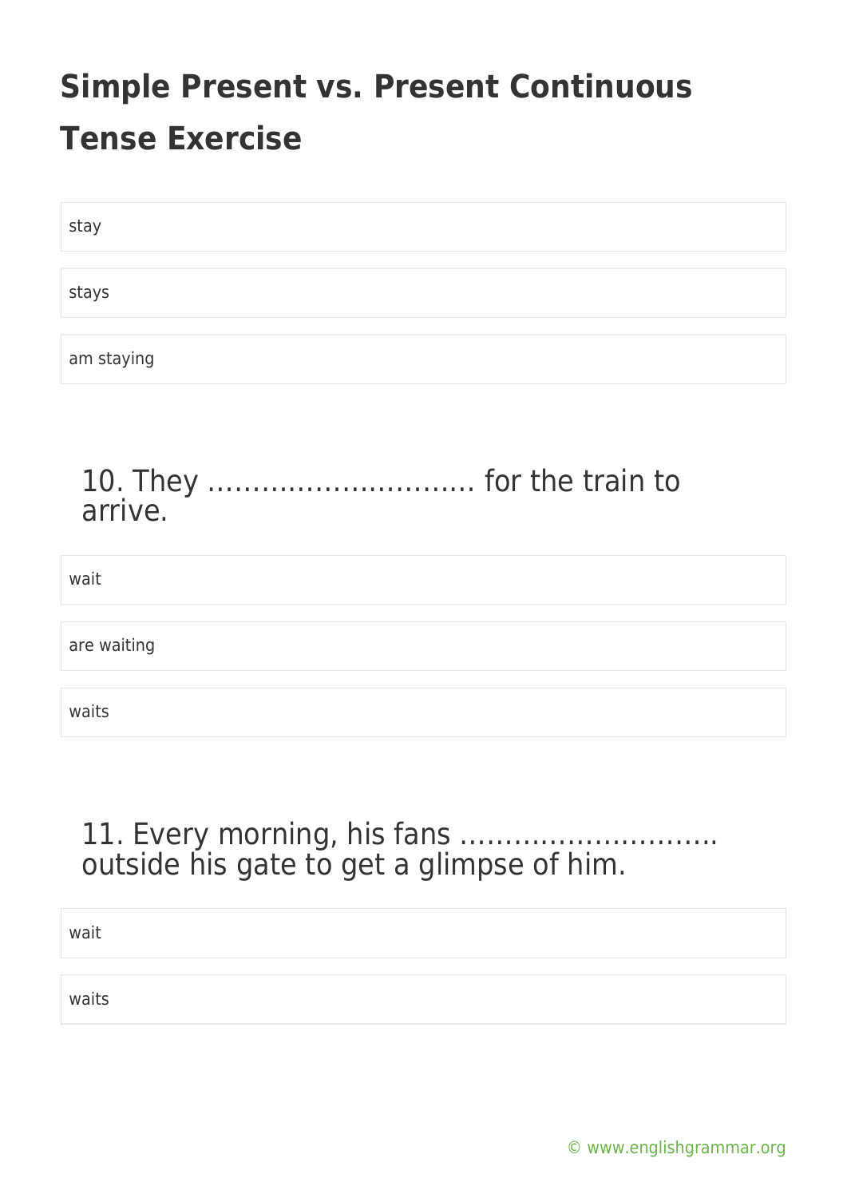# Simple Present vs. Present Continuous Tense Exercise

stay

stays

am staying

10. They ………………………… for the train to arrive.

wait

are waiting

waits

11. Every morning, his fans ……………………….. outside his gate to get a glimpse of him.

wait

waits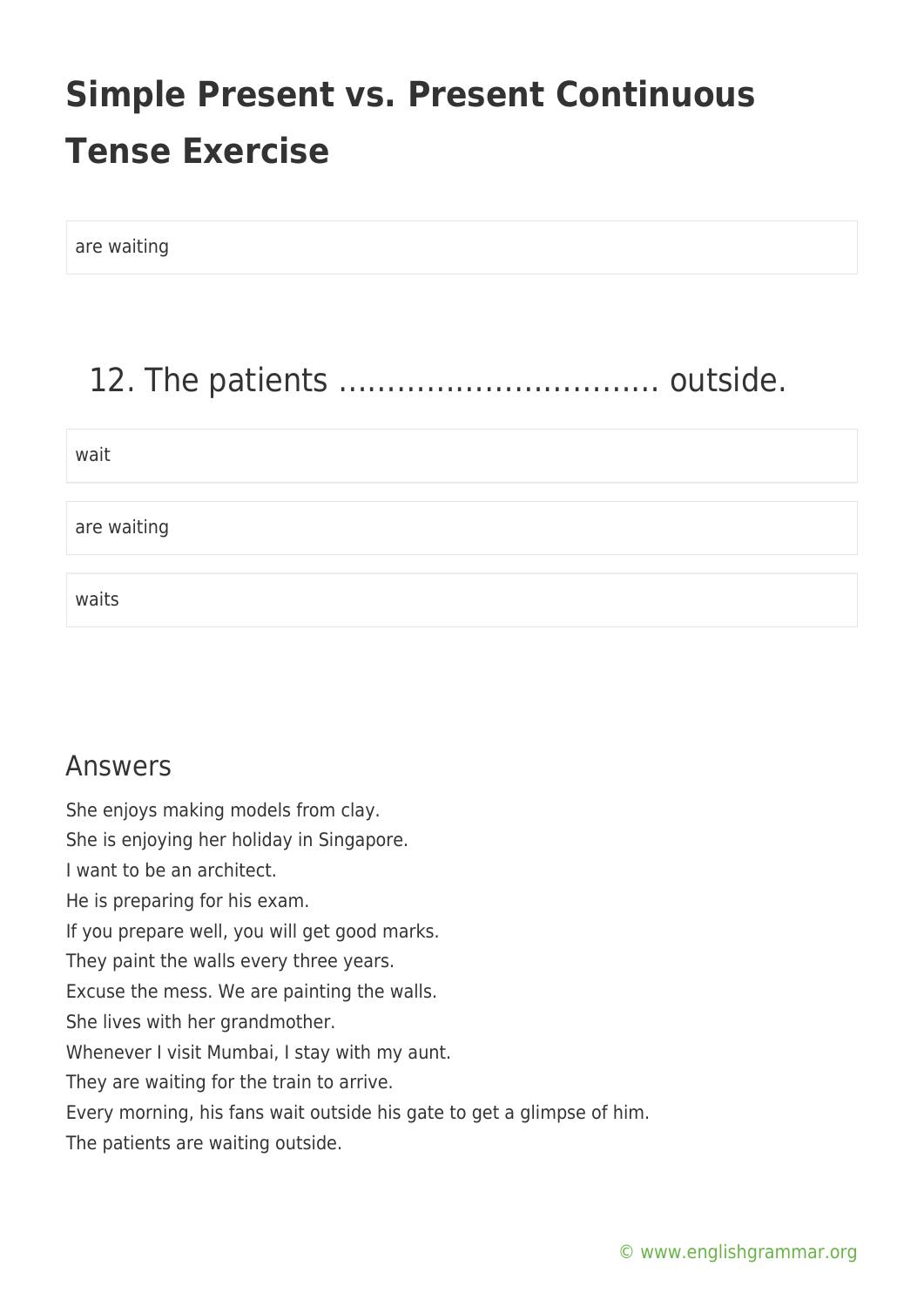# Simple Present vs. Present Continuous Tense Exercise

are waiting

## 12. The patients …………………………… outside.

wait

are waiting

waits

## Answers

She enjoys making models from clay.
She is enjoying her holiday in Singapore.
I want to be an architect.
He is preparing for his exam.
If you prepare well, you will get good marks.
They paint the walls every three years.
Excuse the mess. We are painting the walls.
She lives with her grandmother.
Whenever I visit Mumbai, I stay with my aunt.
They are waiting for the train to arrive.
Every morning, his fans wait outside his gate to get a glimpse of him.
The patients are waiting outside.

© www.englishgrammar.org